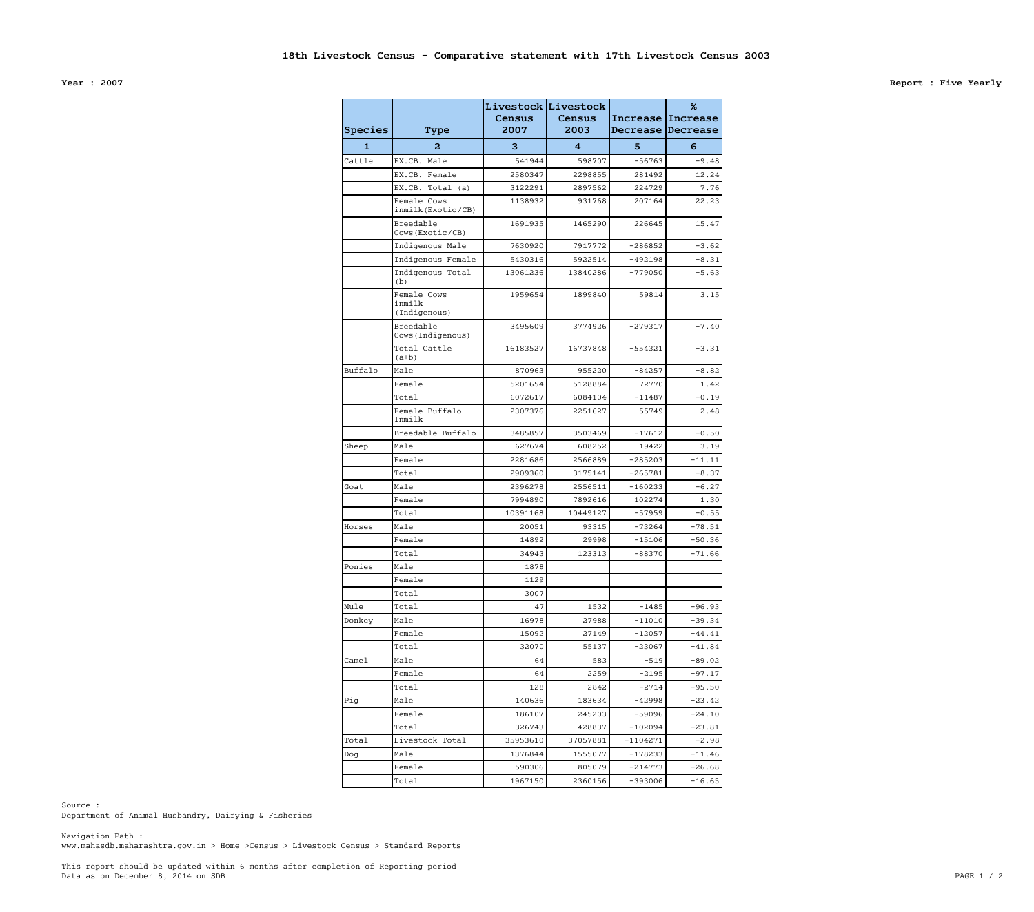# 18th Livestock Census - Comparative statement with 17th Livestock Census 2003

**Year : 2007** **Report : Five Yearly**

| Species | Type | Livestock Census 2007 | Livestock Census 2003 | Increase Decrease | % Increase Decrease |
|---|---|---|---|---|---|
| 1 | 2 | 3 | 4 | 5 | 6 |
| Cattle | EX.CB. Male | 541944 | 598707 | -56763 | -9.48 |
| | EX.CB. Female | 2580347 | 2298855 | 281492 | 12.24 |
| | EX.CB. Total (a) | 3122291 | 2897562 | 224729 | 7.76 |
| | Female Cows inmilk(Exotic/CB) | 1138932 | 931768 | 207164 | 22.23 |
| | Breedable Cows(Exotic/CB) | 1691935 | 1465290 | 226645 | 15.47 |
| | Indigenous Male | 7630920 | 7917772 | -286852 | -3.62 |
| | Indigenous Female | 5430316 | 5922514 | -492198 | -8.31 |
| | Indigenous Total (b) | 13061236 | 13840286 | -779050 | -5.63 |
| | Female Cows inmilk (Indigenous) | 1959654 | 1899840 | 59814 | 3.15 |
| | Breedable Cows(Indigenous) | 3495609 | 3774926 | -279317 | -7.40 |
| | Total Cattle (a+b) | 16183527 | 16737848 | -554321 | -3.31 |
| Buffalo | Male | 870963 | 955220 | -84257 | -8.82 |
| | Female | 5201654 | 5128884 | 72770 | 1.42 |
| | Total | 6072617 | 6084104 | -11487 | -0.19 |
| | Female Buffalo Inmilk | 2307376 | 2251627 | 55749 | 2.48 |
| | Breedable Buffalo | 3485857 | 3503469 | -17612 | -0.50 |
| Sheep | Male | 627674 | 608252 | 19422 | 3.19 |
| | Female | 2281686 | 2566889 | -285203 | -11.11 |
| | Total | 2909360 | 3175141 | -265781 | -8.37 |
| Goat | Male | 2396278 | 2556511 | -160233 | -6.27 |
| | Female | 7994890 | 7892616 | 102274 | 1.30 |
| | Total | 10391168 | 10449127 | -57959 | -0.55 |
| Horses | Male | 20051 | 93315 | -73264 | -78.51 |
| | Female | 14892 | 29998 | -15106 | -50.36 |
| | Total | 34943 | 123313 | -88370 | -71.66 |
| Ponies | Male | 1878 | | | |
| | Female | 1129 | | | |
| | Total | 3007 | | | |
| Mule | Total | 47 | 1532 | -1485 | -96.93 |
| Donkey | Male | 16978 | 27988 | -11010 | -39.34 |
| | Female | 15092 | 27149 | -12057 | -44.41 |
| | Total | 32070 | 55137 | -23067 | -41.84 |
| Camel | Male | 64 | 583 | -519 | -89.02 |
| | Female | 64 | 2259 | -2195 | -97.17 |
| | Total | 128 | 2842 | -2714 | -95.50 |
| Pig | Male | 140636 | 183634 | -42998 | -23.42 |
| | Female | 186107 | 245203 | -59096 | -24.10 |
| | Total | 326743 | 428837 | -102094 | -23.81 |
| Total | Livestock Total | 35953610 | 37057881 | -1104271 | -2.98 |
| Dog | Male | 1376844 | 1555077 | -178233 | -11.46 |
| | Female | 590306 | 805079 | -214773 | -26.68 |
| | Total | 1967150 | 2360156 | -393006 | -16.65 |

Source :
Department of Animal Husbandry, Dairying & Fisheries

Navigation Path :
www.mahasdb.maharashtra.gov.in > Home >Census > Livestock Census > Standard Reports

This report should be updated within 6 months after completion of Reporting period
Data as on December 8, 2014 on SDB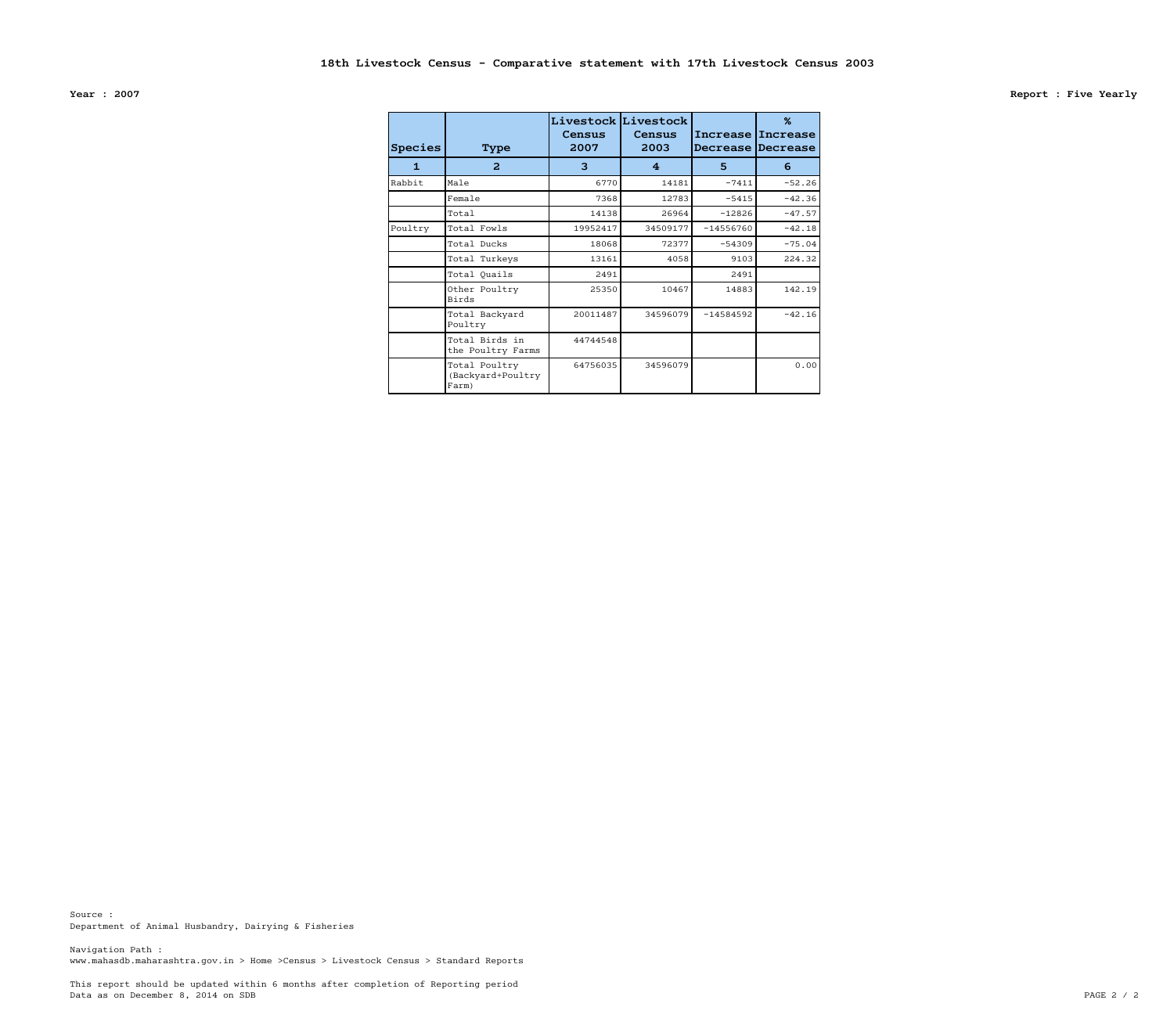# 18th Livestock Census - Comparative statement with 17th Livestock Census 2003

**Year : 2007**

**Report : Five Yearly**

| Species | Type | Livestock Census 2007 | Livestock Census 2003 | Increase Decrease | % Increase Decrease |
|---|---|---|---|---|---|
| 1 | 2 | 3 | 4 | 5 | 6 |
| Rabbit | Male | 6770 | 14181 | -7411 | -52.26 |
| | Female | 7368 | 12783 | -5415 | -42.36 |
| | Total | 14138 | 26964 | -12826 | -47.57 |
| Poultry | Total Fowls | 19952417 | 34509177 | -14556760 | -42.18 |
| | Total Ducks | 18068 | 72377 | -54309 | -75.04 |
| | Total Turkeys | 13161 | 4058 | 9103 | 224.32 |
| | Total Quails | 2491 | | 2491 | |
| | Other Poultry Birds | 25350 | 10467 | 14883 | 142.19 |
| | Total Backyard Poultry | 20011487 | 34596079 | -14584592 | -42.16 |
| | Total Birds in the Poultry Farms | 44744548 | | | |
| | Total Poultry (Backyard+Poultry Farm) | 64756035 | 34596079 | | 0.00 |

Source :
Department of Animal Husbandry, Dairying & Fisheries

Navigation Path :
www.mahasdb.maharashtra.gov.in > Home >Census > Livestock Census > Standard Reports

This report should be updated within 6 months after completion of Reporting period
Data as on December 8, 2014 on SDB